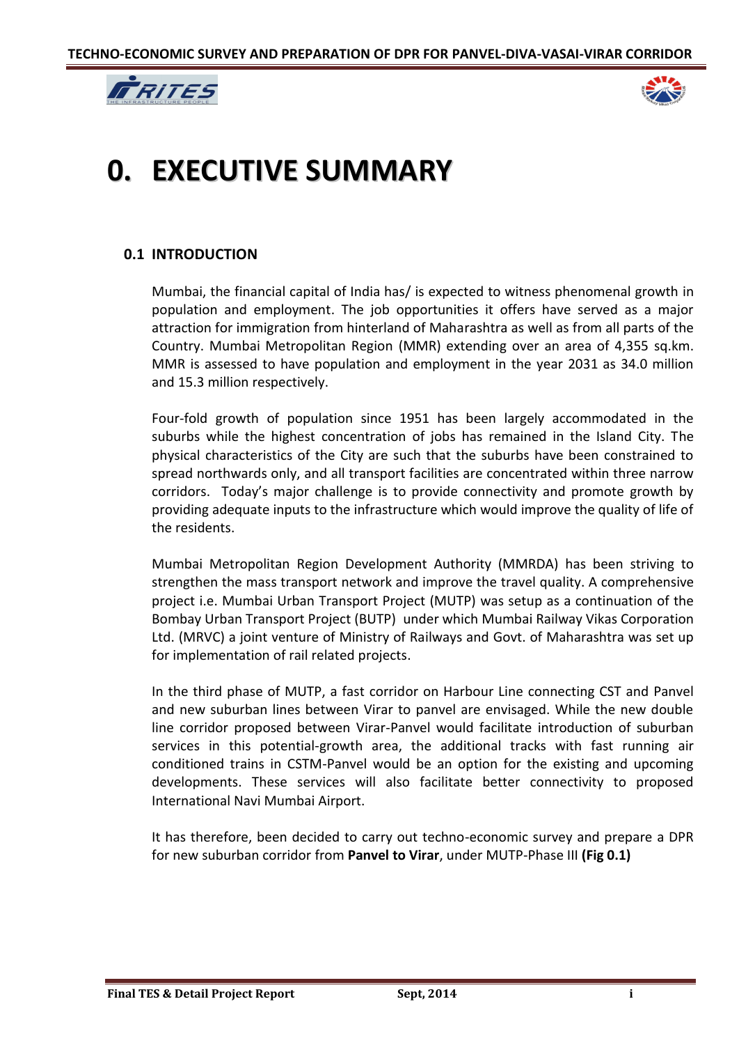# 0. EXECUTIVE SUMMARY

## 0.1 INTRODUCTION

Mumbai, the financial capital of India has/ is expected to witness phenomenal growth in population and employment. The job opportunities it offers have served as a major attraction for immigration from hinterland of Maharashtra as well as from all parts of the Country. Mumbai Metropolitan Region (MMR) extending over an area of 4,355 sq.km. MMR is assessed to have population and employment in the year 2031 as 34.0 million and 15.3 million respectively.

Four-fold growth of population since 1951 has been largely accommodated in the suburbs while the highest concentration of jobs has remained in the Island City. The physical characteristics of the City are such that the suburbs have been constrained to spread northwards only, and all transport facilities are concentrated within three narrow corridors. Today's major challenge is to provide connectivity and promote growth by providing adequate inputs to the infrastructure which would improve the quality of life of the residents.

Mumbai Metropolitan Region Development Authority (MMRDA) has been striving to strengthen the mass transport network and improve the travel quality. A comprehensive project i.e. Mumbai Urban Transport Project (MUTP) was setup as a continuation of the Bombay Urban Transport Project (BUTP) under which Mumbai Railway Vikas Corporation Ltd. (MRVC) a joint venture of Ministry of Railways and Govt. of Maharashtra was set up for implementation of rail related projects.

In the third phase of MUTP, a fast corridor on Harbour Line connecting CST and Panvel and new suburban lines between Virar to panvel are envisaged. While the new double line corridor proposed between Virar-Panvel would facilitate introduction of suburban services in this potential-growth area, the additional tracks with fast running air conditioned trains in CSTM-Panvel would be an option for the existing and upcoming developments. These services will also facilitate better connectivity to proposed International Navi Mumbai Airport.

It has therefore, been decided to carry out techno-economic survey and prepare a DPR for new suburban corridor from **Panvel to Virar**, under MUTP-Phase III **(Fig 0.1)**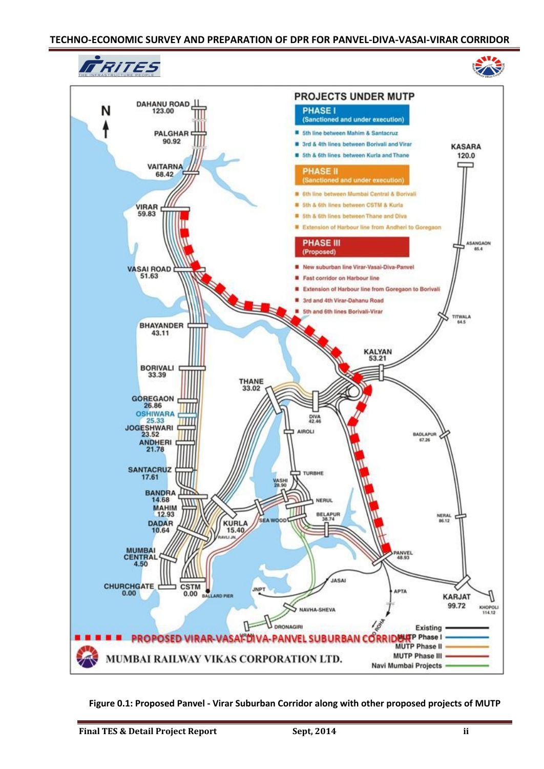**PROJECTS UNDER MUTP**

**PHASE I** (Sanctioned and under execution)

- 5th line between Mahim & Santacruz
- 3rd & 4th lines between Borivali and Virar
- 5th & 6th lines between Kurla and Thane

**PHASE II** (Sanctioned and under execution)

- 6th line between Mumbai Central & Borivali
- 5th & 6th lines between CSTM & Kurla
- 5th & 6th lines between Thane and Diva
- Extension of Harbour line from Andheri to Goregaon

**PHASE III** (Proposed)

- New suburban line Virar-Vasai-Diva-Panvel
- Fast corridor on Harbour line
- Extension of Harbour line from Goregaon to Borivali
- 3rd and 4th Virar-Dahanu Road
- 5th and 6th lines Borivali-Virar

PROPOSED VIRAR-VASAI-DIVA-PANVEL SUBURBAN CORRIDOR

MUMBAI RAILWAY VIKAS CORPORATION LTD.

**Figure 0.1: Proposed Panvel - Virar Suburban Corridor along with other proposed projects of MUTP**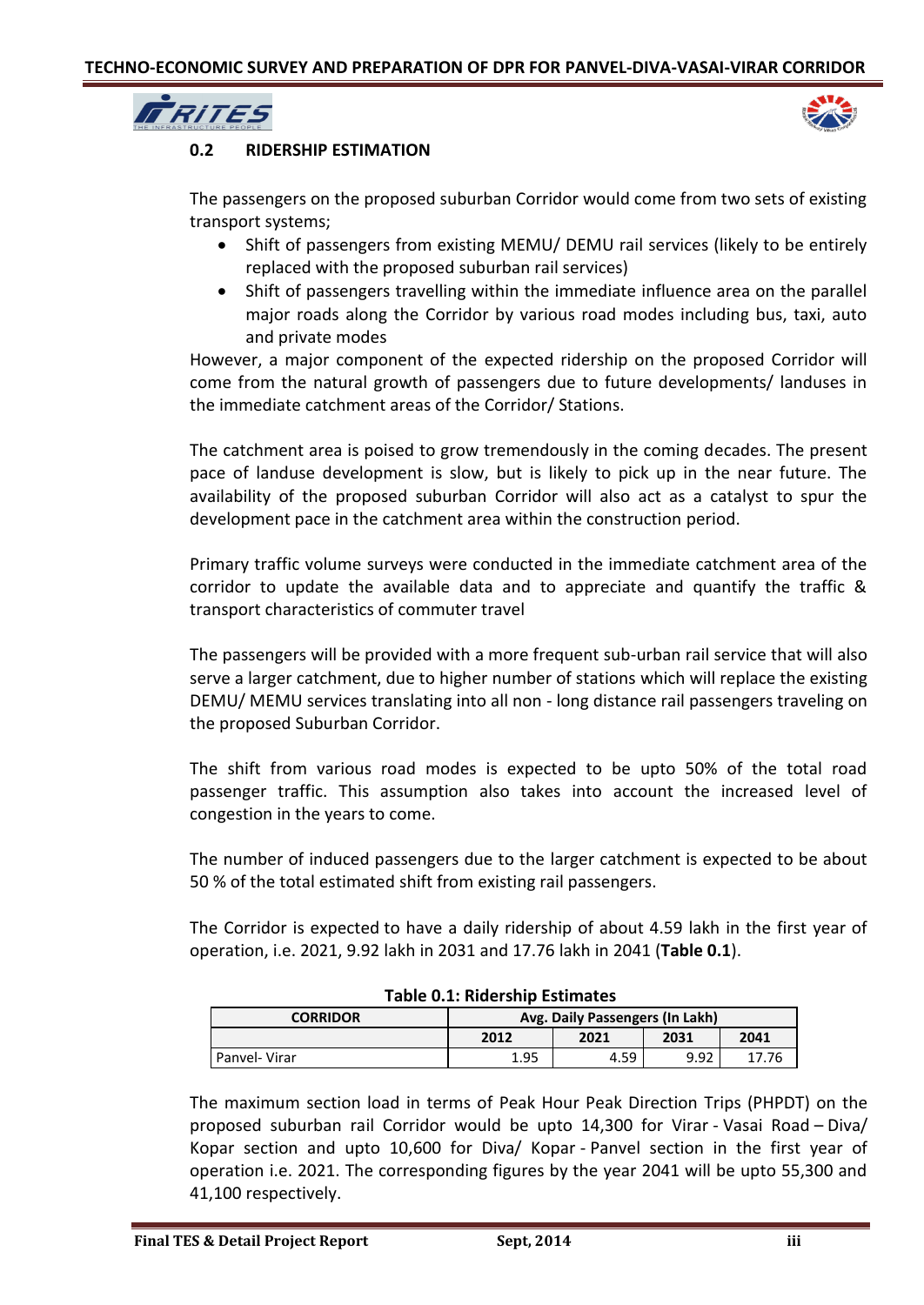## 0.2 RIDERSHIP ESTIMATION

The passengers on the proposed suburban Corridor would come from two sets of existing transport systems;

- Shift of passengers from existing MEMU/ DEMU rail services (likely to be entirely replaced with the proposed suburban rail services)
- Shift of passengers travelling within the immediate influence area on the parallel major roads along the Corridor by various road modes including bus, taxi, auto and private modes

However, a major component of the expected ridership on the proposed Corridor will come from the natural growth of passengers due to future developments/ landuses in the immediate catchment areas of the Corridor/ Stations.

The catchment area is poised to grow tremendously in the coming decades. The present pace of landuse development is slow, but is likely to pick up in the near future. The availability of the proposed suburban Corridor will also act as a catalyst to spur the development pace in the catchment area within the construction period.

Primary traffic volume surveys were conducted in the immediate catchment area of the corridor to update the available data and to appreciate and quantify the traffic & transport characteristics of commuter travel

The passengers will be provided with a more frequent sub-urban rail service that will also serve a larger catchment, due to higher number of stations which will replace the existing DEMU/ MEMU services translating into all non - long distance rail passengers traveling on the proposed Suburban Corridor.

The shift from various road modes is expected to be upto 50% of the total road passenger traffic. This assumption also takes into account the increased level of congestion in the years to come.

The number of induced passengers due to the larger catchment is expected to be about 50 % of the total estimated shift from existing rail passengers.

The Corridor is expected to have a daily ridership of about 4.59 lakh in the first year of operation, i.e. 2021, 9.92 lakh in 2031 and 17.76 lakh in 2041 (**Table 0.1**).

**Table 0.1: Ridership Estimates**

| CORRIDOR | Avg. Daily Passengers (In Lakh) | | | |
|---|---|---|---|---|
| | 2012 | 2021 | 2031 | 2041 |
| Panvel- Virar | 1.95 | 4.59 | 9.92 | 17.76 |

The maximum section load in terms of Peak Hour Peak Direction Trips (PHPDT) on the proposed suburban rail Corridor would be upto 14,300 for Virar - Vasai Road – Diva/ Kopar section and upto 10,600 for Diva/ Kopar - Panvel section in the first year of operation i.e. 2021. The corresponding figures by the year 2041 will be upto 55,300 and 41,100 respectively.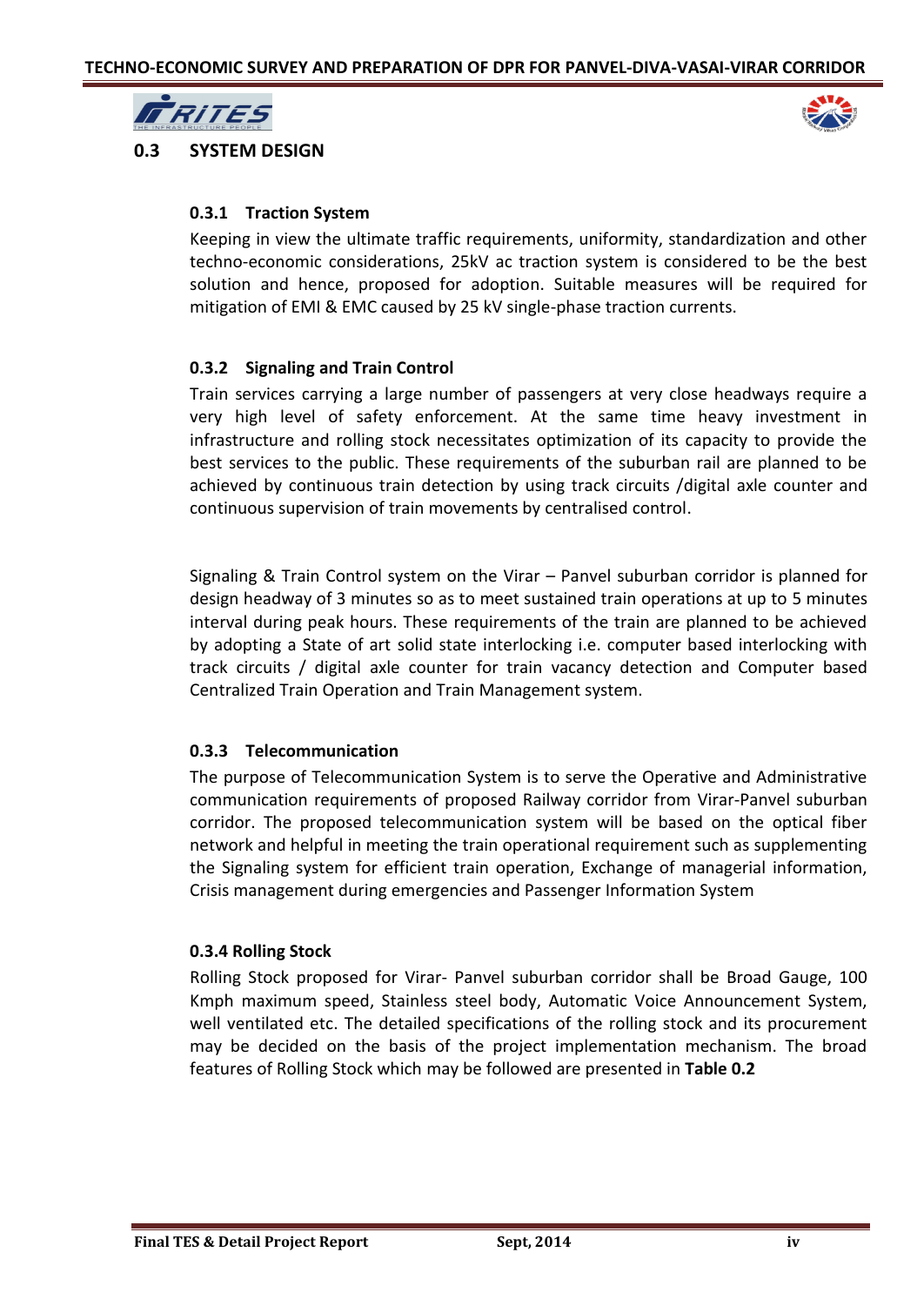## 0.3 SYSTEM DESIGN

### 0.3.1 Traction System

Keeping in view the ultimate traffic requirements, uniformity, standardization and other techno-economic considerations, 25kV ac traction system is considered to be the best solution and hence, proposed for adoption. Suitable measures will be required for mitigation of EMI & EMC caused by 25 kV single-phase traction currents.

### 0.3.2 Signaling and Train Control

Train services carrying a large number of passengers at very close headways require a very high level of safety enforcement. At the same time heavy investment in infrastructure and rolling stock necessitates optimization of its capacity to provide the best services to the public. These requirements of the suburban rail are planned to be achieved by continuous train detection by using track circuits /digital axle counter and continuous supervision of train movements by centralised control.

Signaling & Train Control system on the Virar – Panvel suburban corridor is planned for design headway of 3 minutes so as to meet sustained train operations at up to 5 minutes interval during peak hours. These requirements of the train are planned to be achieved by adopting a State of art solid state interlocking i.e. computer based interlocking with track circuits / digital axle counter for train vacancy detection and Computer based Centralized Train Operation and Train Management system.

### 0.3.3 Telecommunication

The purpose of Telecommunication System is to serve the Operative and Administrative communication requirements of proposed Railway corridor from Virar-Panvel suburban corridor. The proposed telecommunication system will be based on the optical fiber network and helpful in meeting the train operational requirement such as supplementing the Signaling system for efficient train operation, Exchange of managerial information, Crisis management during emergencies and Passenger Information System

### 0.3.4 Rolling Stock

Rolling Stock proposed for Virar- Panvel suburban corridor shall be Broad Gauge, 100 Kmph maximum speed, Stainless steel body, Automatic Voice Announcement System, well ventilated etc. The detailed specifications of the rolling stock and its procurement may be decided on the basis of the project implementation mechanism. The broad features of Rolling Stock which may be followed are presented in **Table 0.2**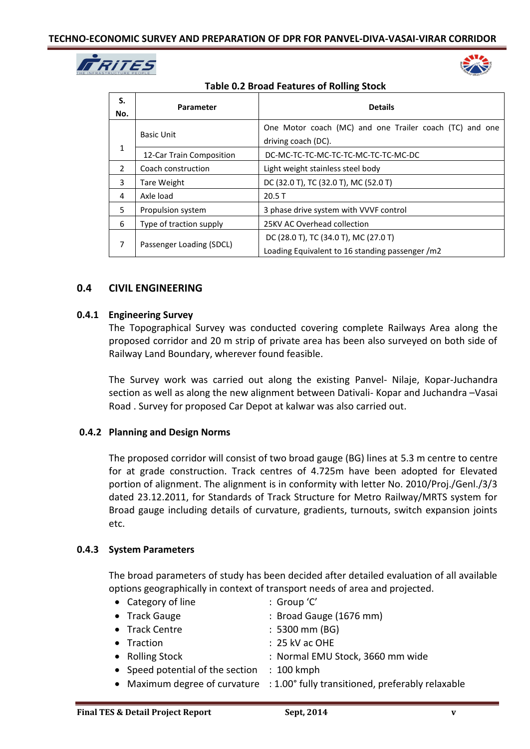**Table 0.2 Broad Features of Rolling Stock**

| S. No. | Parameter | Details |
|---|---|---|
| 1 | Basic Unit | One Motor coach (MC) and one Trailer coach (TC) and one driving coach (DC). |
| | 12-Car Train Composition | DC-MC-TC-TC-MC-TC-TC-MC-TC-TC-MC-DC |
| 2 | Coach construction | Light weight stainless steel body |
| 3 | Tare Weight | DC (32.0 T), TC (32.0 T), MC (52.0 T) |
| 4 | Axle load | 20.5 T |
| 5 | Propulsion system | 3 phase drive system with VVVF control |
| 6 | Type of traction supply | 25KV AC Overhead collection |
| 7 | Passenger Loading (SDCL) | DC (28.0 T), TC (34.0 T), MC (27.0 T) Loading Equivalent to 16 standing passenger /m2 |

## 0.4 CIVIL ENGINEERING

### 0.4.1 Engineering Survey

The Topographical Survey was conducted covering complete Railways Area along the proposed corridor and 20 m strip of private area has been also surveyed on both side of Railway Land Boundary, wherever found feasible.

The Survey work was carried out along the existing Panvel- Nilaje, Kopar-Juchandra section as well as along the new alignment between Dativali- Kopar and Juchandra –Vasai Road . Survey for proposed Car Depot at kalwar was also carried out.

### 0.4.2 Planning and Design Norms

The proposed corridor will consist of two broad gauge (BG) lines at 5.3 m centre to centre for at grade construction. Track centres of 4.725m have been adopted for Elevated portion of alignment. The alignment is in conformity with letter No. 2010/Proj./Genl./3/3 dated 23.12.2011, for Standards of Track Structure for Metro Railway/MRTS system for Broad gauge including details of curvature, gradients, turnouts, switch expansion joints etc.

### 0.4.3 System Parameters

The broad parameters of study has been decided after detailed evaluation of all available options geographically in context of transport needs of area and projected.

- Category of line : Group 'C'
- Track Gauge : Broad Gauge (1676 mm)
- Track Centre : 5300 mm (BG)
- Traction : 25 kV ac OHE
- Rolling Stock : Normal EMU Stock, 3660 mm wide
- Speed potential of the section : 100 kmph
- Maximum degree of curvature : 1.00° fully transitioned, preferably relaxable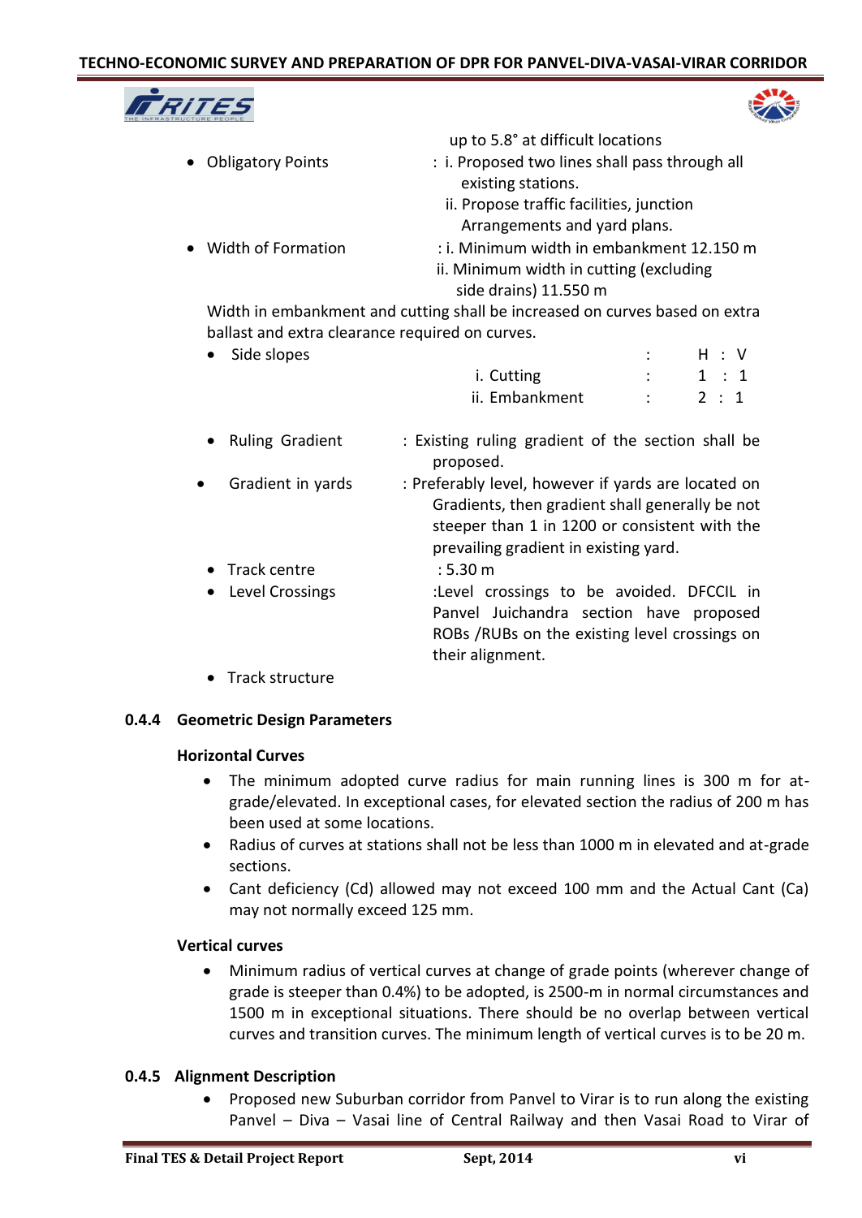up to 5.8° at difficult locations

- Obligatory Points : i. Proposed two lines shall pass through all existing stations.
  ii. Propose traffic facilities, junction Arrangements and yard plans.
- Width of Formation : i. Minimum width in embankment 12.150 m
  ii. Minimum width in cutting (excluding side drains) 11.550 m

  Width in embankment and cutting shall be increased on curves based on extra ballast and extra clearance required on curves.

- Side slopes

| | | H : V |
|---|---|---|
| i. Cutting | : | 1 : 1 |
| ii. Embankment | : | 2 : 1 |

- Ruling Gradient : Existing ruling gradient of the section shall be proposed.
- Gradient in yards : Preferably level, however if yards are located on Gradients, then gradient shall generally be not steeper than 1 in 1200 or consistent with the prevailing gradient in existing yard.
- Track centre : 5.30 m
- Level Crossings :Level crossings to be avoided. DFCCIL in Panvel Juichandra section have proposed ROBs /RUBs on the existing level crossings on their alignment.
- Track structure

### 0.4.4 Geometric Design Parameters

**Horizontal Curves**

- The minimum adopted curve radius for main running lines is 300 m for at-grade/elevated. In exceptional cases, for elevated section the radius of 200 m has been used at some locations.
- Radius of curves at stations shall not be less than 1000 m in elevated and at-grade sections.
- Cant deficiency (Cd) allowed may not exceed 100 mm and the Actual Cant (Ca) may not normally exceed 125 mm.

**Vertical curves**

- Minimum radius of vertical curves at change of grade points (wherever change of grade is steeper than 0.4%) to be adopted, is 2500-m in normal circumstances and 1500 m in exceptional situations. There should be no overlap between vertical curves and transition curves. The minimum length of vertical curves is to be 20 m.

### 0.4.5 Alignment Description

- Proposed new Suburban corridor from Panvel to Virar is to run along the existing Panvel – Diva – Vasai line of Central Railway and then Vasai Road to Virar of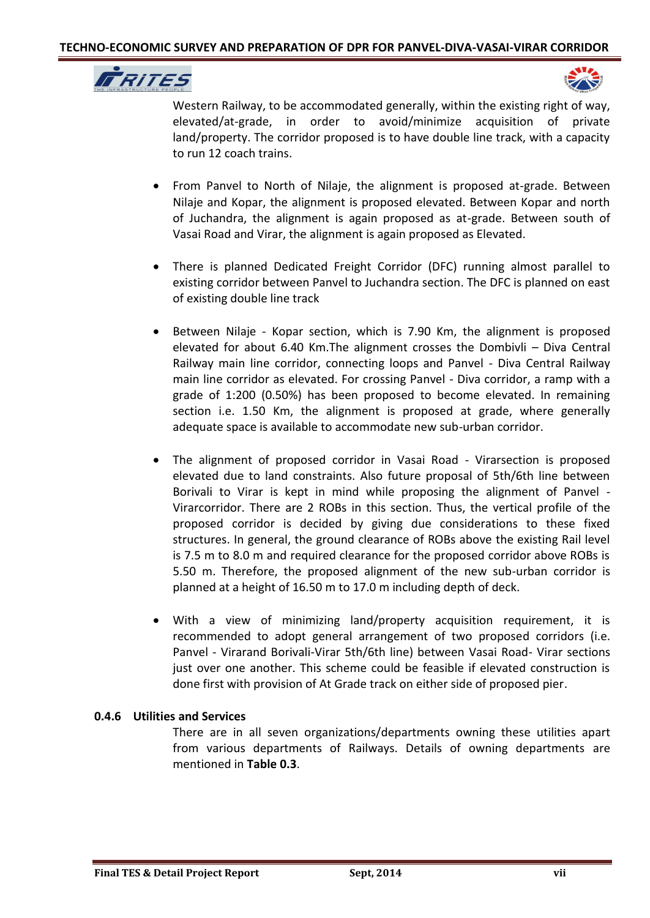Western Railway, to be accommodated generally, within the existing right of way, elevated/at-grade, in order to avoid/minimize acquisition of private land/property. The corridor proposed is to have double line track, with a capacity to run 12 coach trains.

- From Panvel to North of Nilaje, the alignment is proposed at-grade. Between Nilaje and Kopar, the alignment is proposed elevated. Between Kopar and north of Juchandra, the alignment is again proposed as at-grade. Between south of Vasai Road and Virar, the alignment is again proposed as Elevated.

- There is planned Dedicated Freight Corridor (DFC) running almost parallel to existing corridor between Panvel to Juchandra section. The DFC is planned on east of existing double line track

- Between Nilaje - Kopar section, which is 7.90 Km, the alignment is proposed elevated for about 6.40 Km.The alignment crosses the Dombivli – Diva Central Railway main line corridor, connecting loops and Panvel - Diva Central Railway main line corridor as elevated. For crossing Panvel - Diva corridor, a ramp with a grade of 1:200 (0.50%) has been proposed to become elevated. In remaining section i.e. 1.50 Km, the alignment is proposed at grade, where generally adequate space is available to accommodate new sub-urban corridor.

- The alignment of proposed corridor in Vasai Road - Virarsection is proposed elevated due to land constraints. Also future proposal of 5th/6th line between Borivali to Virar is kept in mind while proposing the alignment of Panvel - Virarcorridor. There are 2 ROBs in this section. Thus, the vertical profile of the proposed corridor is decided by giving due considerations to these fixed structures. In general, the ground clearance of ROBs above the existing Rail level is 7.5 m to 8.0 m and required clearance for the proposed corridor above ROBs is 5.50 m. Therefore, the proposed alignment of the new sub-urban corridor is planned at a height of 16.50 m to 17.0 m including depth of deck.

- With a view of minimizing land/property acquisition requirement, it is recommended to adopt general arrangement of two proposed corridors (i.e. Panvel - Virarand Borivali-Virar 5th/6th line) between Vasai Road- Virar sections just over one another. This scheme could be feasible if elevated construction is done first with provision of At Grade track on either side of proposed pier.

### 0.4.6 Utilities and Services

There are in all seven organizations/departments owning these utilities apart from various departments of Railways. Details of owning departments are mentioned in **Table 0.3**.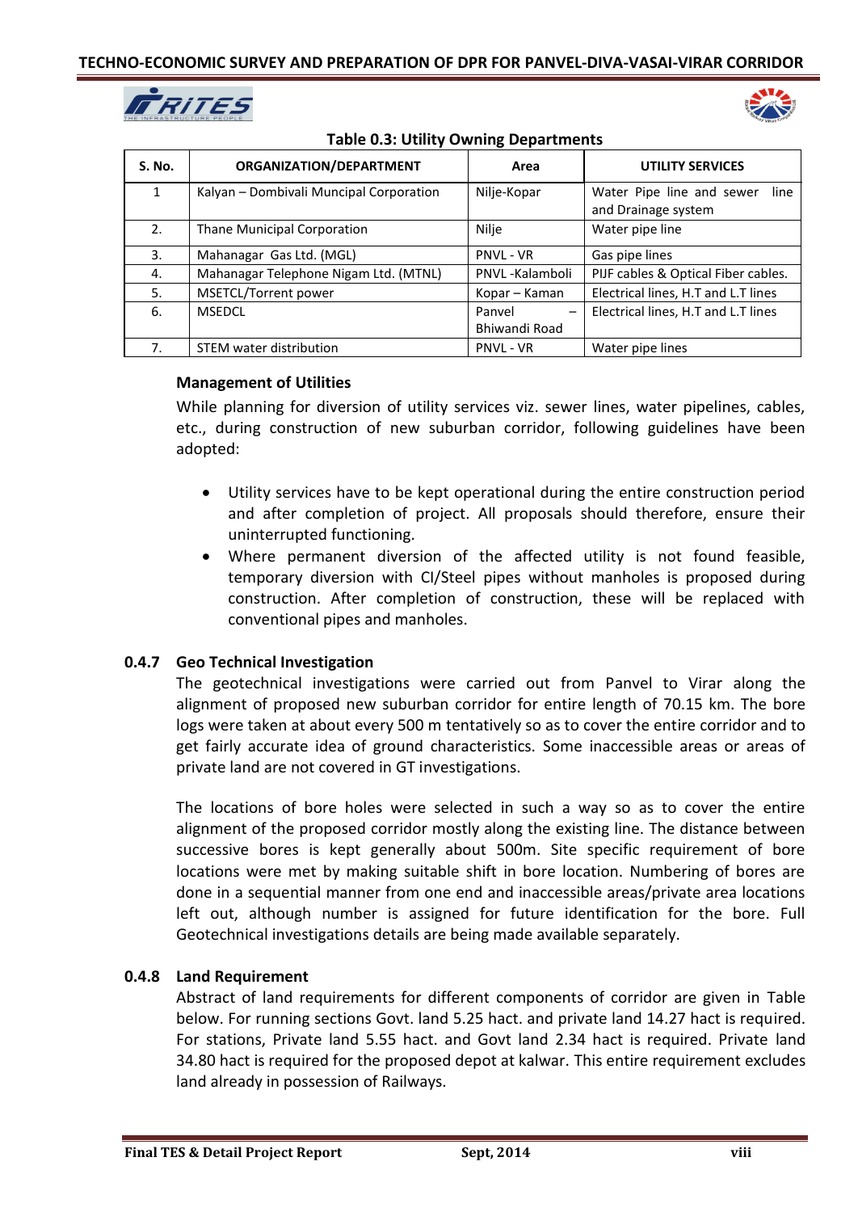**Table 0.3: Utility Owning Departments**

| S. No. | ORGANIZATION/DEPARTMENT | Area | UTILITY SERVICES |
|---|---|---|---|
| 1 | Kalyan – Dombivali Muncipal Corporation | Nilje-Kopar | Water Pipe line and sewer line and Drainage system |
| 2. | Thane Municipal Corporation | Nilje | Water pipe line |
| 3. | Mahanagar Gas Ltd. (MGL) | PNVL - VR | Gas pipe lines |
| 4. | Mahanagar Telephone Nigam Ltd. (MTNL) | PNVL -Kalamboli | PIJF cables & Optical Fiber cables. |
| 5. | MSETCL/Torrent power | Kopar – Kaman | Electrical lines, H.T and L.T lines |
| 6. | MSEDCL | Panvel – Bhiwandi Road | Electrical lines, H.T and L.T lines |
| 7. | STEM water distribution | PNVL - VR | Water pipe lines |

**Management of Utilities**

While planning for diversion of utility services viz. sewer lines, water pipelines, cables, etc., during construction of new suburban corridor, following guidelines have been adopted:

- Utility services have to be kept operational during the entire construction period and after completion of project. All proposals should therefore, ensure their uninterrupted functioning.
- Where permanent diversion of the affected utility is not found feasible, temporary diversion with CI/Steel pipes without manholes is proposed during construction. After completion of construction, these will be replaced with conventional pipes and manholes.

### 0.4.7 Geo Technical Investigation

The geotechnical investigations were carried out from Panvel to Virar along the alignment of proposed new suburban corridor for entire length of 70.15 km. The bore logs were taken at about every 500 m tentatively so as to cover the entire corridor and to get fairly accurate idea of ground characteristics. Some inaccessible areas or areas of private land are not covered in GT investigations.

The locations of bore holes were selected in such a way so as to cover the entire alignment of the proposed corridor mostly along the existing line. The distance between successive bores is kept generally about 500m. Site specific requirement of bore locations were met by making suitable shift in bore location. Numbering of bores are done in a sequential manner from one end and inaccessible areas/private area locations left out, although number is assigned for future identification for the bore. Full Geotechnical investigations details are being made available separately.

### 0.4.8 Land Requirement

Abstract of land requirements for different components of corridor are given in Table below. For running sections Govt. land 5.25 hact. and private land 14.27 hact is required. For stations, Private land 5.55 hact. and Govt land 2.34 hact is required. Private land 34.80 hact is required for the proposed depot at kalwar. This entire requirement excludes land already in possession of Railways.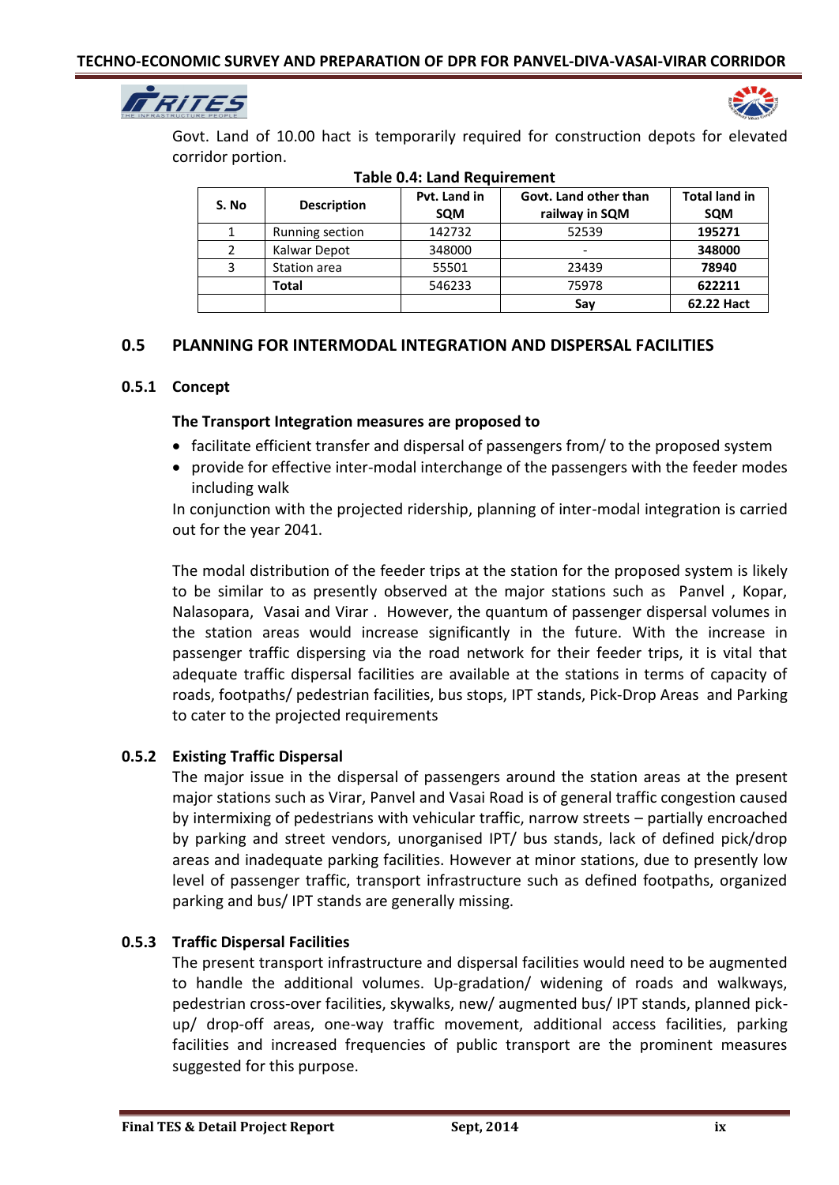Govt. Land of 10.00 hact is temporarily required for construction depots for elevated corridor portion.

**Table 0.4: Land Requirement**

| S. No | Description | Pvt. Land in SQM | Govt. Land other than railway in SQM | Total land in SQM |
|---|---|---|---|---|
| 1 | Running section | 142732 | 52539 | **195271** |
| 2 | Kalwar Depot | 348000 | - | **348000** |
| 3 | Station area | 55501 | 23439 | **78940** |
| | **Total** | 546233 | 75978 | **622211** |
| | | | **Say** | **62.22 Hact** |

## 0.5 PLANNING FOR INTERMODAL INTEGRATION AND DISPERSAL FACILITIES

### 0.5.1 Concept

**The Transport Integration measures are proposed to**

- facilitate efficient transfer and dispersal of passengers from/ to the proposed system
- provide for effective inter-modal interchange of the passengers with the feeder modes including walk

In conjunction with the projected ridership, planning of inter-modal integration is carried out for the year 2041.

The modal distribution of the feeder trips at the station for the proposed system is likely to be similar to as presently observed at the major stations such as Panvel , Kopar, Nalasopara, Vasai and Virar . However, the quantum of passenger dispersal volumes in the station areas would increase significantly in the future. With the increase in passenger traffic dispersing via the road network for their feeder trips, it is vital that adequate traffic dispersal facilities are available at the stations in terms of capacity of roads, footpaths/ pedestrian facilities, bus stops, IPT stands, Pick-Drop Areas and Parking to cater to the projected requirements

### 0.5.2 Existing Traffic Dispersal

The major issue in the dispersal of passengers around the station areas at the present major stations such as Virar, Panvel and Vasai Road is of general traffic congestion caused by intermixing of pedestrians with vehicular traffic, narrow streets – partially encroached by parking and street vendors, unorganised IPT/ bus stands, lack of defined pick/drop areas and inadequate parking facilities. However at minor stations, due to presently low level of passenger traffic, transport infrastructure such as defined footpaths, organized parking and bus/ IPT stands are generally missing.

### 0.5.3 Traffic Dispersal Facilities

The present transport infrastructure and dispersal facilities would need to be augmented to handle the additional volumes. Up-gradation/ widening of roads and walkways, pedestrian cross-over facilities, skywalks, new/ augmented bus/ IPT stands, planned pick-up/ drop-off areas, one-way traffic movement, additional access facilities, parking facilities and increased frequencies of public transport are the prominent measures suggested for this purpose.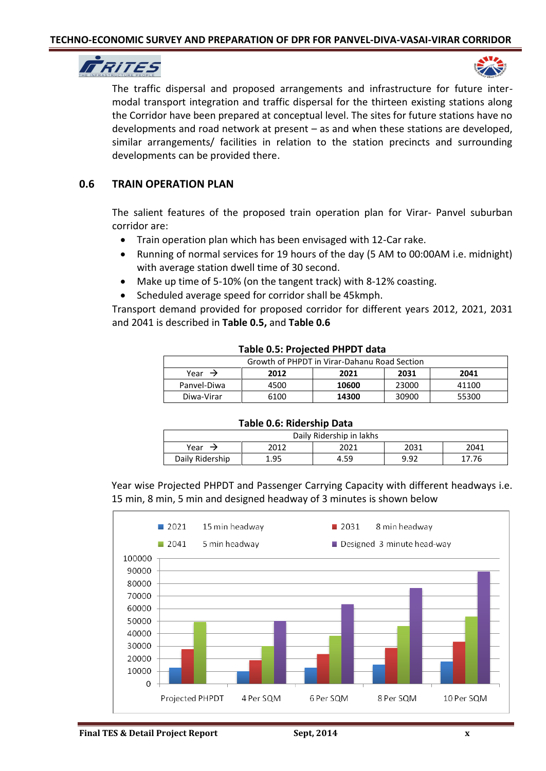The traffic dispersal and proposed arrangements and infrastructure for future inter-modal transport integration and traffic dispersal for the thirteen existing stations along the Corridor have been prepared at conceptual level. The sites for future stations have no developments and road network at present – as and when these stations are developed, similar arrangements/ facilities in relation to the station precincts and surrounding developments can be provided there.

## 0.6 TRAIN OPERATION PLAN

The salient features of the proposed train operation plan for Virar- Panvel suburban corridor are:

- Train operation plan which has been envisaged with 12-Car rake.
- Running of normal services for 19 hours of the day (5 AM to 00:00AM i.e. midnight) with average station dwell time of 30 second.
- Make up time of 5-10% (on the tangent track) with 8-12% coasting.
- Scheduled average speed for corridor shall be 45kmph.

Transport demand provided for proposed corridor for different years 2012, 2021, 2031 and 2041 is described in **Table 0.5,** and **Table 0.6**

**Table 0.5: Projected PHPDT data**

| Growth of PHPDT in Virar-Dahanu Road Section | | | | |
|---|---|---|---|---|
| Year → | **2012** | **2021** | **2031** | **2041** |
| Panvel-Diwa | 4500 | **10600** | 23000 | 41100 |
| Diwa-Virar | 6100 | **14300** | 30900 | 55300 |

**Table 0.6: Ridership Data**

| Daily Ridership in lakhs | | | | |
|---|---|---|---|---|
| Year → | 2012 | 2021 | 2031 | 2041 |
| Daily Ridership | 1.95 | 4.59 | 9.92 | 17.76 |

Year wise Projected PHPDT and Passenger Carrying Capacity with different headways i.e. 15 min, 8 min, 5 min and designed headway of 3 minutes is shown below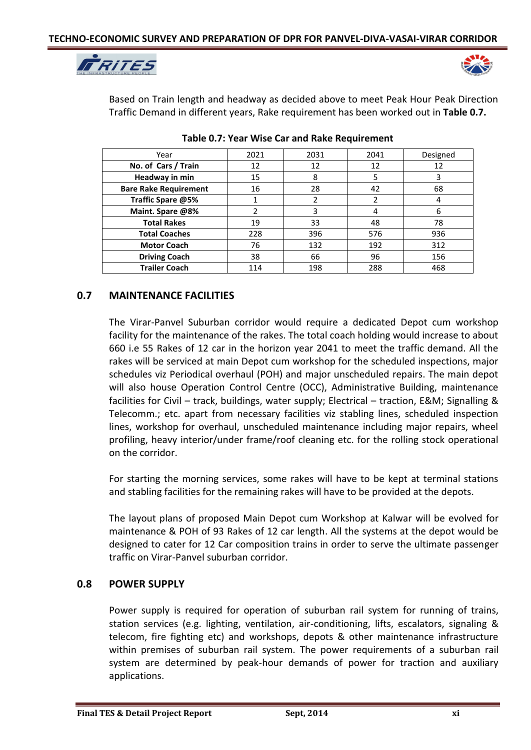Based on Train length and headway as decided above to meet Peak Hour Peak Direction Traffic Demand in different years, Rake requirement has been worked out in **Table 0.7.**

**Table 0.7: Year Wise Car and Rake Requirement**

| Year | 2021 | 2031 | 2041 | Designed |
|---|---|---|---|---|
| **No. of Cars / Train** | 12 | 12 | 12 | 12 |
| **Headway in min** | 15 | 8 | 5 | 3 |
| **Bare Rake Requirement** | 16 | 28 | 42 | 68 |
| **Traffic Spare @5%** | 1 | 2 | 2 | 4 |
| **Maint. Spare @8%** | 2 | 3 | 4 | 6 |
| **Total Rakes** | 19 | 33 | 48 | 78 |
| **Total Coaches** | 228 | 396 | 576 | 936 |
| **Motor Coach** | 76 | 132 | 192 | 312 |
| **Driving Coach** | 38 | 66 | 96 | 156 |
| **Trailer Coach** | 114 | 198 | 288 | 468 |

## 0.7 MAINTENANCE FACILITIES

The Virar-Panvel Suburban corridor would require a dedicated Depot cum workshop facility for the maintenance of the rakes. The total coach holding would increase to about 660 i.e 55 Rakes of 12 car in the horizon year 2041 to meet the traffic demand. All the rakes will be serviced at main Depot cum workshop for the scheduled inspections, major schedules viz Periodical overhaul (POH) and major unscheduled repairs. The main depot will also house Operation Control Centre (OCC), Administrative Building, maintenance facilities for Civil – track, buildings, water supply; Electrical – traction, E&M; Signalling & Telecomm.; etc. apart from necessary facilities viz stabling lines, scheduled inspection lines, workshop for overhaul, unscheduled maintenance including major repairs, wheel profiling, heavy interior/under frame/roof cleaning etc. for the rolling stock operational on the corridor.

For starting the morning services, some rakes will have to be kept at terminal stations and stabling facilities for the remaining rakes will have to be provided at the depots.

The layout plans of proposed Main Depot cum Workshop at Kalwar will be evolved for maintenance & POH of 93 Rakes of 12 car length. All the systems at the depot would be designed to cater for 12 Car composition trains in order to serve the ultimate passenger traffic on Virar-Panvel suburban corridor.

## 0.8 POWER SUPPLY

Power supply is required for operation of suburban rail system for running of trains, station services (e.g. lighting, ventilation, air-conditioning, lifts, escalators, signaling & telecom, fire fighting etc) and workshops, depots & other maintenance infrastructure within premises of suburban rail system. The power requirements of a suburban rail system are determined by peak-hour demands of power for traction and auxiliary applications.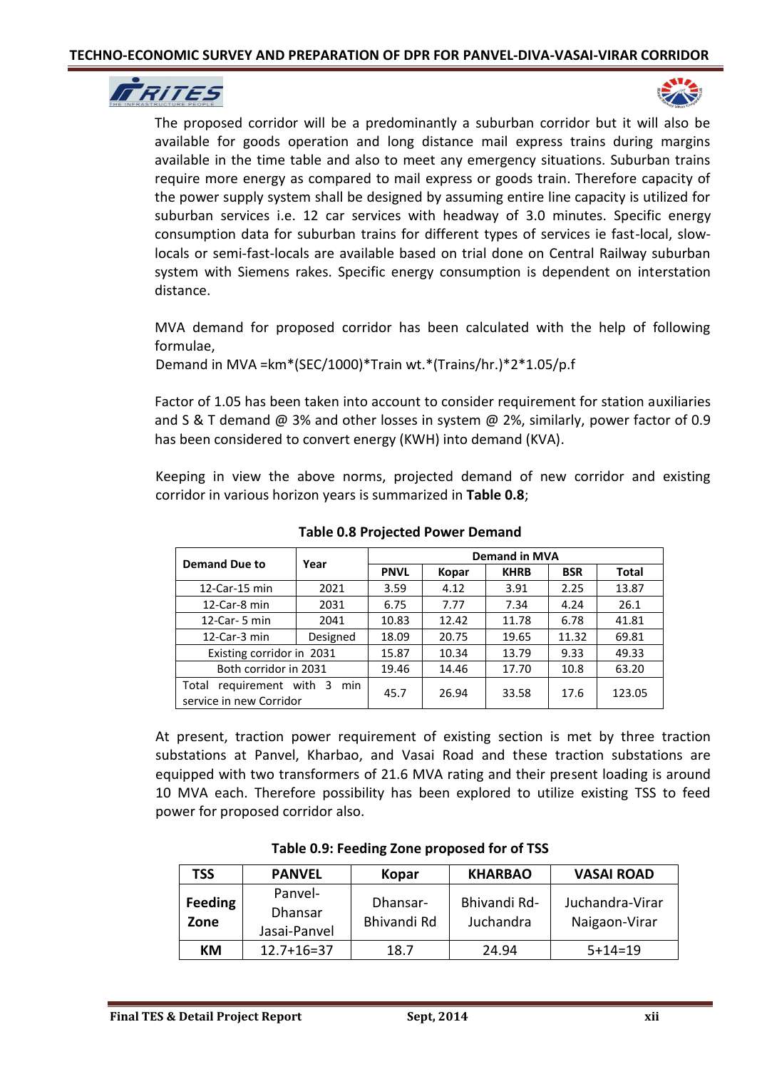The proposed corridor will be a predominantly a suburban corridor but it will also be available for goods operation and long distance mail express trains during margins available in the time table and also to meet any emergency situations. Suburban trains require more energy as compared to mail express or goods train. Therefore capacity of the power supply system shall be designed by assuming entire line capacity is utilized for suburban services i.e. 12 car services with headway of 3.0 minutes. Specific energy consumption data for suburban trains for different types of services ie fast-local, slow-locals or semi-fast-locals are available based on trial done on Central Railway suburban system with Siemens rakes. Specific energy consumption is dependent on interstation distance.

MVA demand for proposed corridor has been calculated with the help of following formulae,

Demand in MVA =km*(SEC/1000)*Train wt.*(Trains/hr.)*2*1.05/p.f

Factor of 1.05 has been taken into account to consider requirement for station auxiliaries and S & T demand @ 3% and other losses in system @ 2%, similarly, power factor of 0.9 has been considered to convert energy (KWH) into demand (KVA).

Keeping in view the above norms, projected demand of new corridor and existing corridor in various horizon years is summarized in **Table 0.8**;

**Table 0.8 Projected Power Demand**

| Demand Due to | Year | Demand in MVA | | | | |
|---|---|---|---|---|---|---|
| | | PNVL | Kopar | KHRB | BSR | Total |
| 12-Car-15 min | 2021 | 3.59 | 4.12 | 3.91 | 2.25 | 13.87 |
| 12-Car-8 min | 2031 | 6.75 | 7.77 | 7.34 | 4.24 | 26.1 |
| 12-Car- 5 min | 2041 | 10.83 | 12.42 | 11.78 | 6.78 | 41.81 |
| 12-Car-3 min | Designed | 18.09 | 20.75 | 19.65 | 11.32 | 69.81 |
| Existing corridor in 2031 | | 15.87 | 10.34 | 13.79 | 9.33 | 49.33 |
| Both corridor in 2031 | | 19.46 | 14.46 | 17.70 | 10.8 | 63.20 |
| Total requirement with 3 min service in new Corridor | | 45.7 | 26.94 | 33.58 | 17.6 | 123.05 |

At present, traction power requirement of existing section is met by three traction substations at Panvel, Kharbao, and Vasai Road and these traction substations are equipped with two transformers of 21.6 MVA rating and their present loading is around 10 MVA each. Therefore possibility has been explored to utilize existing TSS to feed power for proposed corridor also.

**Table 0.9: Feeding Zone proposed for of TSS**

| TSS | PANVEL | Kopar | KHARBAO | VASAI ROAD |
|---|---|---|---|---|
| **Feeding Zone** | Panvel-Dhansar Jasai-Panvel | Dhansar-Bhivandi Rd | Bhivandi Rd-Juchandra | Juchandra-Virar Naigaon-Virar |
| **KM** | 12.7+16=37 | 18.7 | 24.94 | 5+14=19 |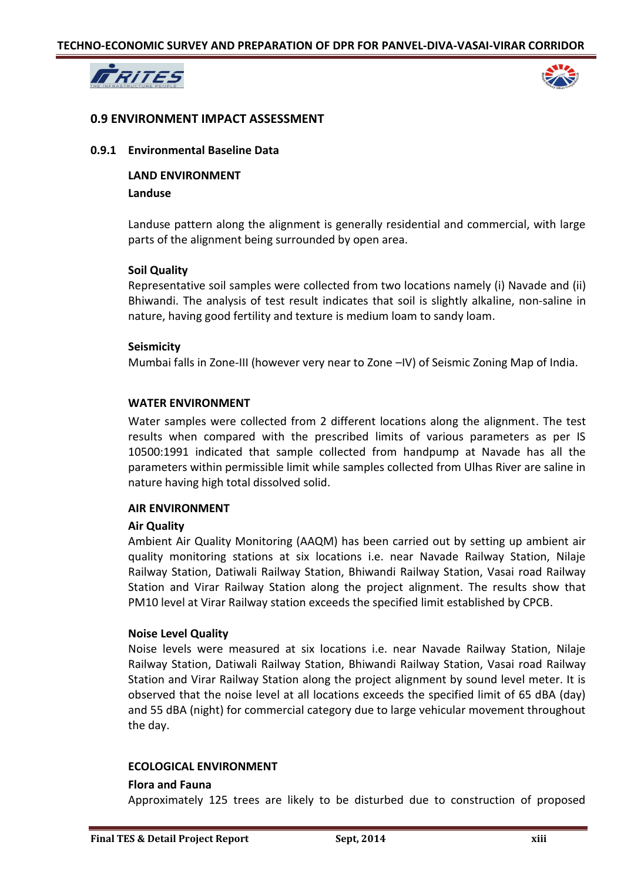## 0.9 ENVIRONMENT IMPACT ASSESSMENT

### 0.9.1 Environmental Baseline Data

**LAND ENVIRONMENT**

**Landuse**

Landuse pattern along the alignment is generally residential and commercial, with large parts of the alignment being surrounded by open area.

**Soil Quality**

Representative soil samples were collected from two locations namely (i) Navade and (ii) Bhiwandi. The analysis of test result indicates that soil is slightly alkaline, non-saline in nature, having good fertility and texture is medium loam to sandy loam.

**Seismicity**

Mumbai falls in Zone-III (however very near to Zone –IV) of Seismic Zoning Map of India.

**WATER ENVIRONMENT**

Water samples were collected from 2 different locations along the alignment. The test results when compared with the prescribed limits of various parameters as per IS 10500:1991 indicated that sample collected from handpump at Navade has all the parameters within permissible limit while samples collected from Ulhas River are saline in nature having high total dissolved solid.

**AIR ENVIRONMENT**

**Air Quality**

Ambient Air Quality Monitoring (AAQM) has been carried out by setting up ambient air quality monitoring stations at six locations i.e. near Navade Railway Station, Nilaje Railway Station, Datiwali Railway Station, Bhiwandi Railway Station, Vasai road Railway Station and Virar Railway Station along the project alignment. The results show that PM10 level at Virar Railway station exceeds the specified limit established by CPCB.

**Noise Level Quality**

Noise levels were measured at six locations i.e. near Navade Railway Station, Nilaje Railway Station, Datiwali Railway Station, Bhiwandi Railway Station, Vasai road Railway Station and Virar Railway Station along the project alignment by sound level meter. It is observed that the noise level at all locations exceeds the specified limit of 65 dBA (day) and 55 dBA (night) for commercial category due to large vehicular movement throughout the day.

**ECOLOGICAL ENVIRONMENT**

**Flora and Fauna**

Approximately 125 trees are likely to be disturbed due to construction of proposed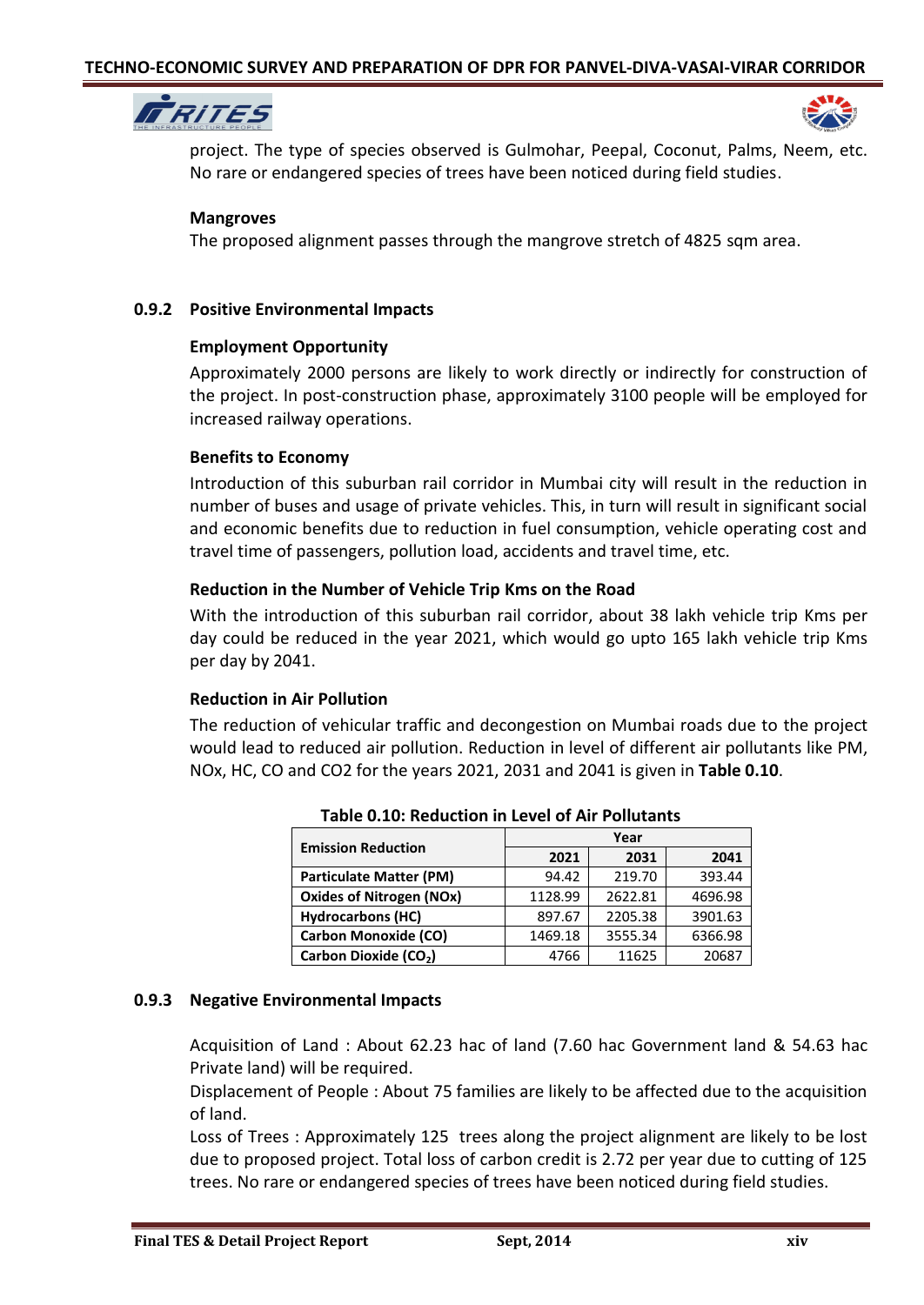project. The type of species observed is Gulmohar, Peepal, Coconut, Palms, Neem, etc. No rare or endangered species of trees have been noticed during field studies.

**Mangroves**

The proposed alignment passes through the mangrove stretch of 4825 sqm area.

### 0.9.2 Positive Environmental Impacts

**Employment Opportunity**

Approximately 2000 persons are likely to work directly or indirectly for construction of the project. In post-construction phase, approximately 3100 people will be employed for increased railway operations.

**Benefits to Economy**

Introduction of this suburban rail corridor in Mumbai city will result in the reduction in number of buses and usage of private vehicles. This, in turn will result in significant social and economic benefits due to reduction in fuel consumption, vehicle operating cost and travel time of passengers, pollution load, accidents and travel time, etc.

**Reduction in the Number of Vehicle Trip Kms on the Road**

With the introduction of this suburban rail corridor, about 38 lakh vehicle trip Kms per day could be reduced in the year 2021, which would go upto 165 lakh vehicle trip Kms per day by 2041.

**Reduction in Air Pollution**

The reduction of vehicular traffic and decongestion on Mumbai roads due to the project would lead to reduced air pollution. Reduction in level of different air pollutants like PM, NOx, HC, CO and CO2 for the years 2021, 2031 and 2041 is given in **Table 0.10**.

**Table 0.10: Reduction in Level of Air Pollutants**

| Emission Reduction | Year | | |
|---|---|---|---|
| | 2021 | 2031 | 2041 |
| Particulate Matter (PM) | 94.42 | 219.70 | 393.44 |
| Oxides of Nitrogen (NOx) | 1128.99 | 2622.81 | 4696.98 |
| Hydrocarbons (HC) | 897.67 | 2205.38 | 3901.63 |
| Carbon Monoxide (CO) | 1469.18 | 3555.34 | 6366.98 |
| Carbon Dioxide ($CO_2$) | 4766 | 11625 | 20687 |

### 0.9.3 Negative Environmental Impacts

Acquisition of Land : About 62.23 hac of land (7.60 hac Government land & 54.63 hac Private land) will be required.

Displacement of People : About 75 families are likely to be affected due to the acquisition of land.

Loss of Trees : Approximately 125 trees along the project alignment are likely to be lost due to proposed project. Total loss of carbon credit is 2.72 per year due to cutting of 125 trees. No rare or endangered species of trees have been noticed during field studies.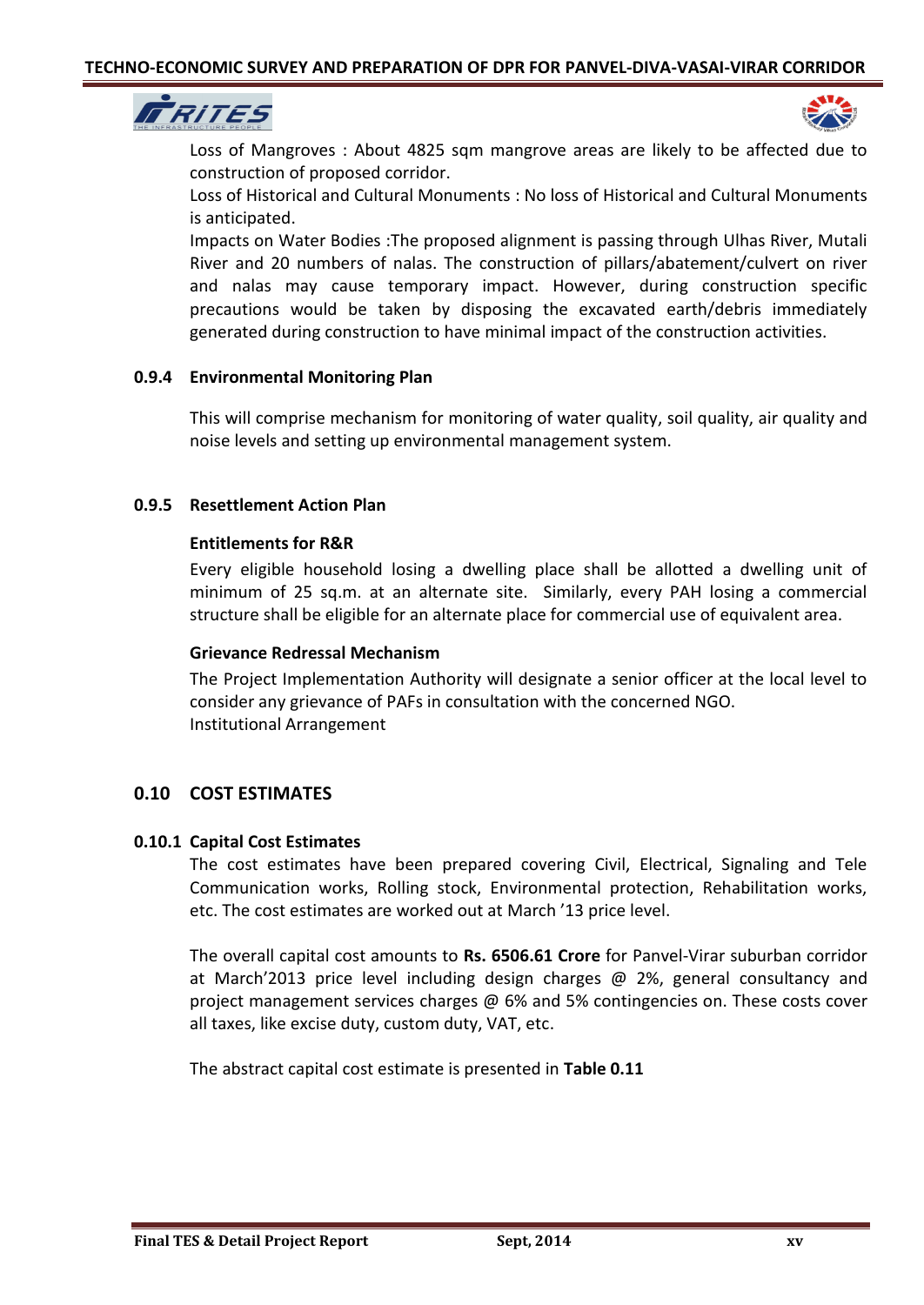Loss of Mangroves : About 4825 sqm mangrove areas are likely to be affected due to construction of proposed corridor.

Loss of Historical and Cultural Monuments : No loss of Historical and Cultural Monuments is anticipated.

Impacts on Water Bodies :The proposed alignment is passing through Ulhas River, Mutali River and 20 numbers of nalas. The construction of pillars/abatement/culvert on river and nalas may cause temporary impact. However, during construction specific precautions would be taken by disposing the excavated earth/debris immediately generated during construction to have minimal impact of the construction activities.

### 0.9.4 Environmental Monitoring Plan

This will comprise mechanism for monitoring of water quality, soil quality, air quality and noise levels and setting up environmental management system.

### 0.9.5 Resettlement Action Plan

**Entitlements for R&R**

Every eligible household losing a dwelling place shall be allotted a dwelling unit of minimum of 25 sq.m. at an alternate site. Similarly, every PAH losing a commercial structure shall be eligible for an alternate place for commercial use of equivalent area.

**Grievance Redressal Mechanism**

The Project Implementation Authority will designate a senior officer at the local level to consider any grievance of PAFs in consultation with the concerned NGO.

Institutional Arrangement

## 0.10 COST ESTIMATES

### 0.10.1 Capital Cost Estimates

The cost estimates have been prepared covering Civil, Electrical, Signaling and Tele Communication works, Rolling stock, Environmental protection, Rehabilitation works, etc. The cost estimates are worked out at March '13 price level.

The overall capital cost amounts to **Rs. 6506.61 Crore** for Panvel-Virar suburban corridor at March'2013 price level including design charges @ 2%, general consultancy and project management services charges @ 6% and 5% contingencies on. These costs cover all taxes, like excise duty, custom duty, VAT, etc.

The abstract capital cost estimate is presented in **Table 0.11**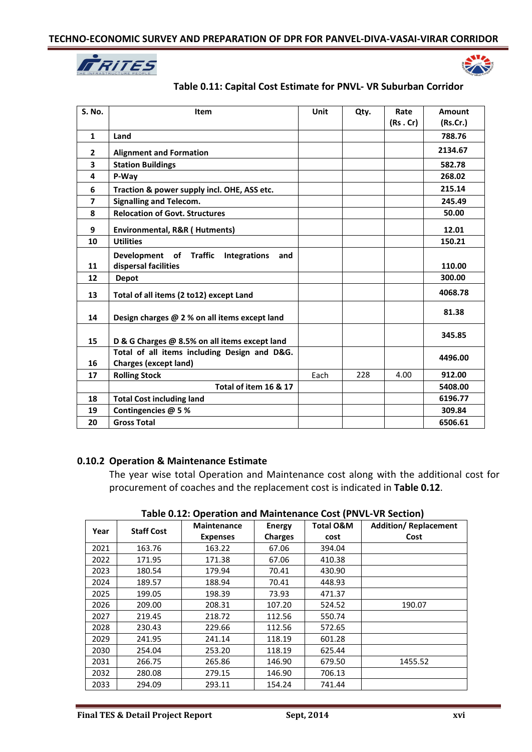**Table 0.11: Capital Cost Estimate for PNVL- VR Suburban Corridor**

| S. No. | Item | Unit | Qty. | Rate (Rs . Cr) | Amount (Rs.Cr.) |
|---|---|---|---|---|---|
| 1 | Land | | | | 788.76 |
| 2 | Alignment and Formation | | | | 2134.67 |
| 3 | Station Buildings | | | | 582.78 |
| 4 | P-Way | | | | 268.02 |
| 6 | Traction & power supply incl. OHE, ASS etc. | | | | 215.14 |
| 7 | Signalling and Telecom. | | | | 245.49 |
| 8 | Relocation of Govt. Structures | | | | 50.00 |
| 9 | Environmental, R&R ( Hutments) | | | | 12.01 |
| 10 | Utilities | | | | 150.21 |
| 11 | Development of Traffic Integrations and dispersal facilities | | | | 110.00 |
| 12 | Depot | | | | 300.00 |
| 13 | Total of all items (2 to12) except Land | | | | 4068.78 |
| 14 | Design charges @ 2 % on all items except land | | | | 81.38 |
| 15 | D & G Charges @ 8.5% on all items except land | | | | 345.85 |
| 16 | Total of all items including Design and D&G. Charges (except land) | | | | 4496.00 |
| 17 | Rolling Stock | Each | 228 | 4.00 | 912.00 |
| | Total of item 16 & 17 | | | | 5408.00 |
| 18 | Total Cost including land | | | | 6196.77 |
| 19 | Contingencies @ 5 % | | | | 309.84 |
| 20 | Gross Total | | | | 6506.61 |

### 0.10.2 Operation & Maintenance Estimate

The year wise total Operation and Maintenance cost along with the additional cost for procurement of coaches and the replacement cost is indicated in **Table 0.12**.

**Table 0.12: Operation and Maintenance Cost (PNVL-VR Section)**

| Year | Staff Cost | Maintenance Expenses | Energy Charges | Total O&M cost | Addition/ Replacement Cost |
|---|---|---|---|---|---|
| 2021 | 163.76 | 163.22 | 67.06 | 394.04 | |
| 2022 | 171.95 | 171.38 | 67.06 | 410.38 | |
| 2023 | 180.54 | 179.94 | 70.41 | 430.90 | |
| 2024 | 189.57 | 188.94 | 70.41 | 448.93 | |
| 2025 | 199.05 | 198.39 | 73.93 | 471.37 | |
| 2026 | 209.00 | 208.31 | 107.20 | 524.52 | 190.07 |
| 2027 | 219.45 | 218.72 | 112.56 | 550.74 | |
| 2028 | 230.43 | 229.66 | 112.56 | 572.65 | |
| 2029 | 241.95 | 241.14 | 118.19 | 601.28 | |
| 2030 | 254.04 | 253.20 | 118.19 | 625.44 | |
| 2031 | 266.75 | 265.86 | 146.90 | 679.50 | 1455.52 |
| 2032 | 280.08 | 279.15 | 146.90 | 706.13 | |
| 2033 | 294.09 | 293.11 | 154.24 | 741.44 | |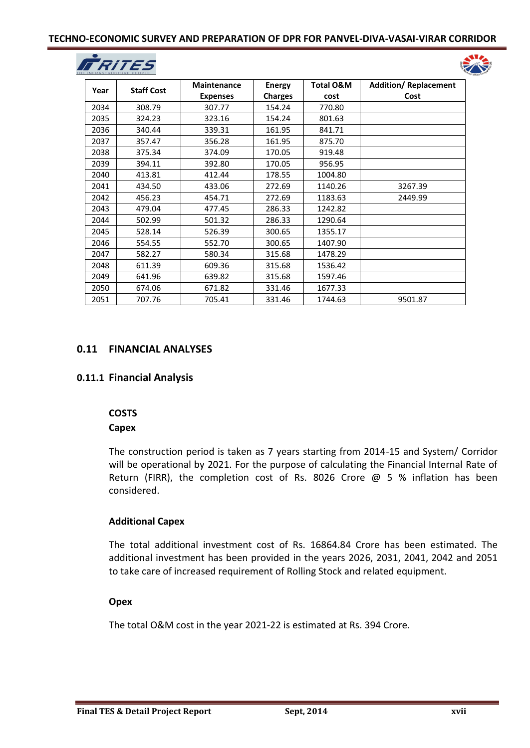| Year | Staff Cost | Maintenance Expenses | Energy Charges | Total O&M cost | Addition/ Replacement Cost |
|---|---|---|---|---|---|
| 2034 | 308.79 | 307.77 | 154.24 | 770.80 | |
| 2035 | 324.23 | 323.16 | 154.24 | 801.63 | |
| 2036 | 340.44 | 339.31 | 161.95 | 841.71 | |
| 2037 | 357.47 | 356.28 | 161.95 | 875.70 | |
| 2038 | 375.34 | 374.09 | 170.05 | 919.48 | |
| 2039 | 394.11 | 392.80 | 170.05 | 956.95 | |
| 2040 | 413.81 | 412.44 | 178.55 | 1004.80 | |
| 2041 | 434.50 | 433.06 | 272.69 | 1140.26 | 3267.39 |
| 2042 | 456.23 | 454.71 | 272.69 | 1183.63 | 2449.99 |
| 2043 | 479.04 | 477.45 | 286.33 | 1242.82 | |
| 2044 | 502.99 | 501.32 | 286.33 | 1290.64 | |
| 2045 | 528.14 | 526.39 | 300.65 | 1355.17 | |
| 2046 | 554.55 | 552.70 | 300.65 | 1407.90 | |
| 2047 | 582.27 | 580.34 | 315.68 | 1478.29 | |
| 2048 | 611.39 | 609.36 | 315.68 | 1536.42 | |
| 2049 | 641.96 | 639.82 | 315.68 | 1597.46 | |
| 2050 | 674.06 | 671.82 | 331.46 | 1677.33 | |
| 2051 | 707.76 | 705.41 | 331.46 | 1744.63 | 9501.87 |

## 0.11 FINANCIAL ANALYSES

### 0.11.1 Financial Analysis

**COSTS**

**Capex**

The construction period is taken as 7 years starting from 2014-15 and System/ Corridor will be operational by 2021. For the purpose of calculating the Financial Internal Rate of Return (FIRR), the completion cost of Rs. 8026 Crore @ 5 % inflation has been considered.

**Additional Capex**

The total additional investment cost of Rs. 16864.84 Crore has been estimated. The additional investment has been provided in the years 2026, 2031, 2041, 2042 and 2051 to take care of increased requirement of Rolling Stock and related equipment.

**Opex**

The total O&M cost in the year 2021-22 is estimated at Rs. 394 Crore.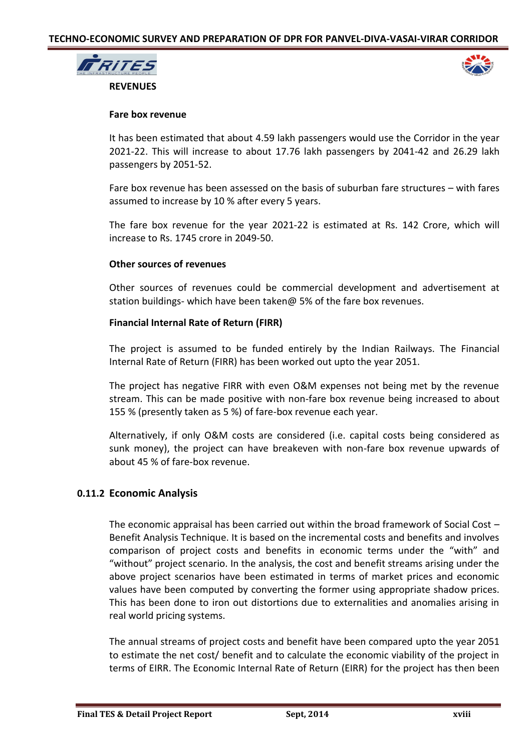**REVENUES**

**Fare box revenue**

It has been estimated that about 4.59 lakh passengers would use the Corridor in the year 2021-22. This will increase to about 17.76 lakh passengers by 2041-42 and 26.29 lakh passengers by 2051-52.

Fare box revenue has been assessed on the basis of suburban fare structures – with fares assumed to increase by 10 % after every 5 years.

The fare box revenue for the year 2021-22 is estimated at Rs. 142 Crore, which will increase to Rs. 1745 crore in 2049-50.

**Other sources of revenues**

Other sources of revenues could be commercial development and advertisement at station buildings- which have been taken@ 5% of the fare box revenues.

**Financial Internal Rate of Return (FIRR)**

The project is assumed to be funded entirely by the Indian Railways. The Financial Internal Rate of Return (FIRR) has been worked out upto the year 2051.

The project has negative FIRR with even O&M expenses not being met by the revenue stream. This can be made positive with non-fare box revenue being increased to about 155 % (presently taken as 5 %) of fare-box revenue each year.

Alternatively, if only O&M costs are considered (i.e. capital costs being considered as sunk money), the project can have breakeven with non-fare box revenue upwards of about 45 % of fare-box revenue.

### 0.11.2 Economic Analysis

The economic appraisal has been carried out within the broad framework of Social Cost – Benefit Analysis Technique. It is based on the incremental costs and benefits and involves comparison of project costs and benefits in economic terms under the "with" and "without" project scenario. In the analysis, the cost and benefit streams arising under the above project scenarios have been estimated in terms of market prices and economic values have been computed by converting the former using appropriate shadow prices. This has been done to iron out distortions due to externalities and anomalies arising in real world pricing systems.

The annual streams of project costs and benefit have been compared upto the year 2051 to estimate the net cost/ benefit and to calculate the economic viability of the project in terms of EIRR. The Economic Internal Rate of Return (EIRR) for the project has then been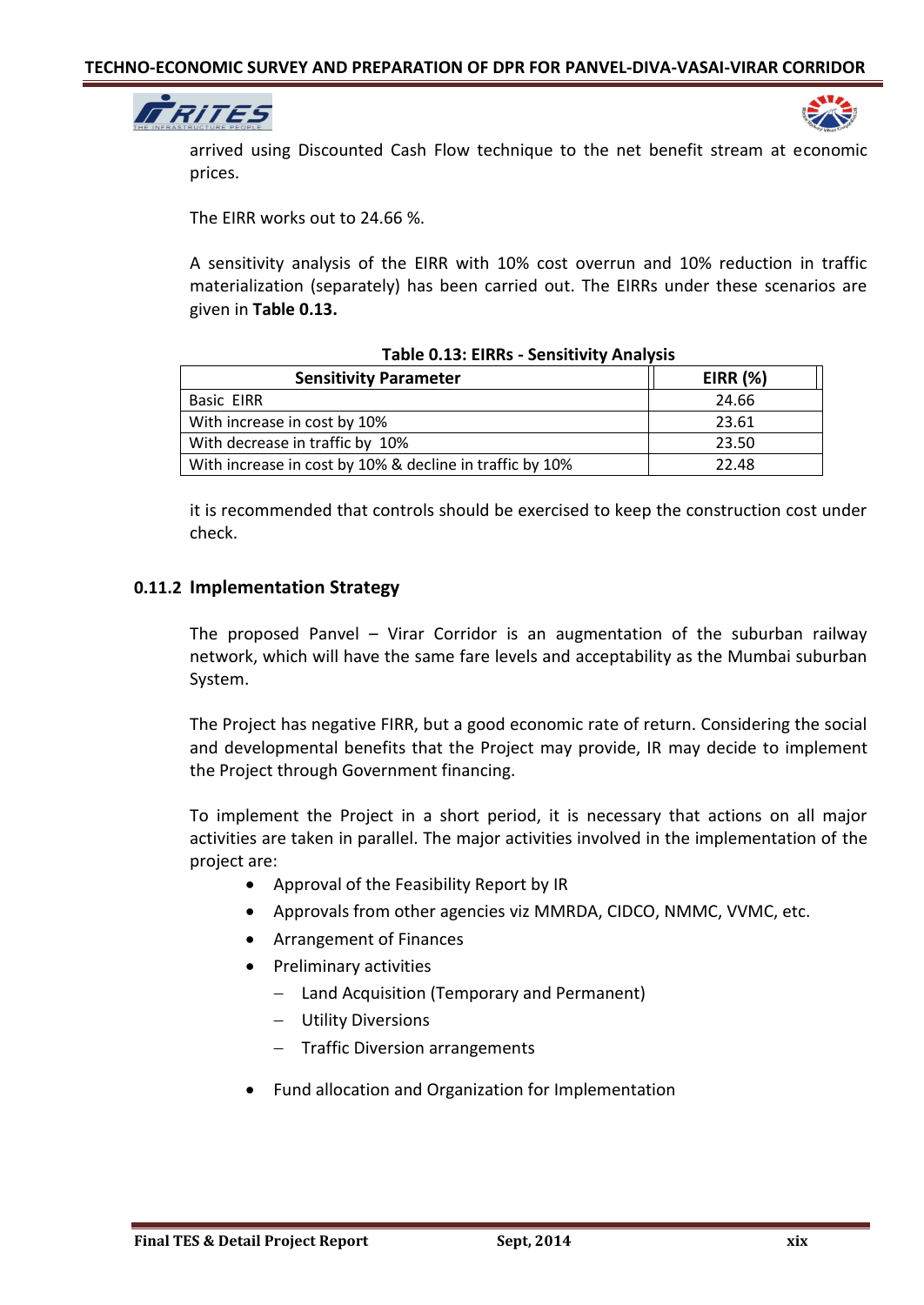arrived using Discounted Cash Flow technique to the net benefit stream at economic prices.

The EIRR works out to 24.66 %.

A sensitivity analysis of the EIRR with 10% cost overrun and 10% reduction in traffic materialization (separately) has been carried out. The EIRRs under these scenarios are given in **Table 0.13.**

**Table 0.13: EIRRs - Sensitivity Analysis**

| Sensitivity Parameter | EIRR (%) |
|---|---|
| Basic EIRR | 24.66 |
| With increase in cost by 10% | 23.61 |
| With decrease in traffic by 10% | 23.50 |
| With increase in cost by 10% & decline in traffic by 10% | 22.48 |

it is recommended that controls should be exercised to keep the construction cost under check.

### 0.11.2 Implementation Strategy

The proposed Panvel – Virar Corridor is an augmentation of the suburban railway network, which will have the same fare levels and acceptability as the Mumbai suburban System.

The Project has negative FIRR, but a good economic rate of return. Considering the social and developmental benefits that the Project may provide, IR may decide to implement the Project through Government financing.

To implement the Project in a short period, it is necessary that actions on all major activities are taken in parallel. The major activities involved in the implementation of the project are:

- Approval of the Feasibility Report by IR
- Approvals from other agencies viz MMRDA, CIDCO, NMMC, VVMC, etc.
- Arrangement of Finances
- Preliminary activities
  - Land Acquisition (Temporary and Permanent)
  - Utility Diversions
  - Traffic Diversion arrangements
- Fund allocation and Organization for Implementation